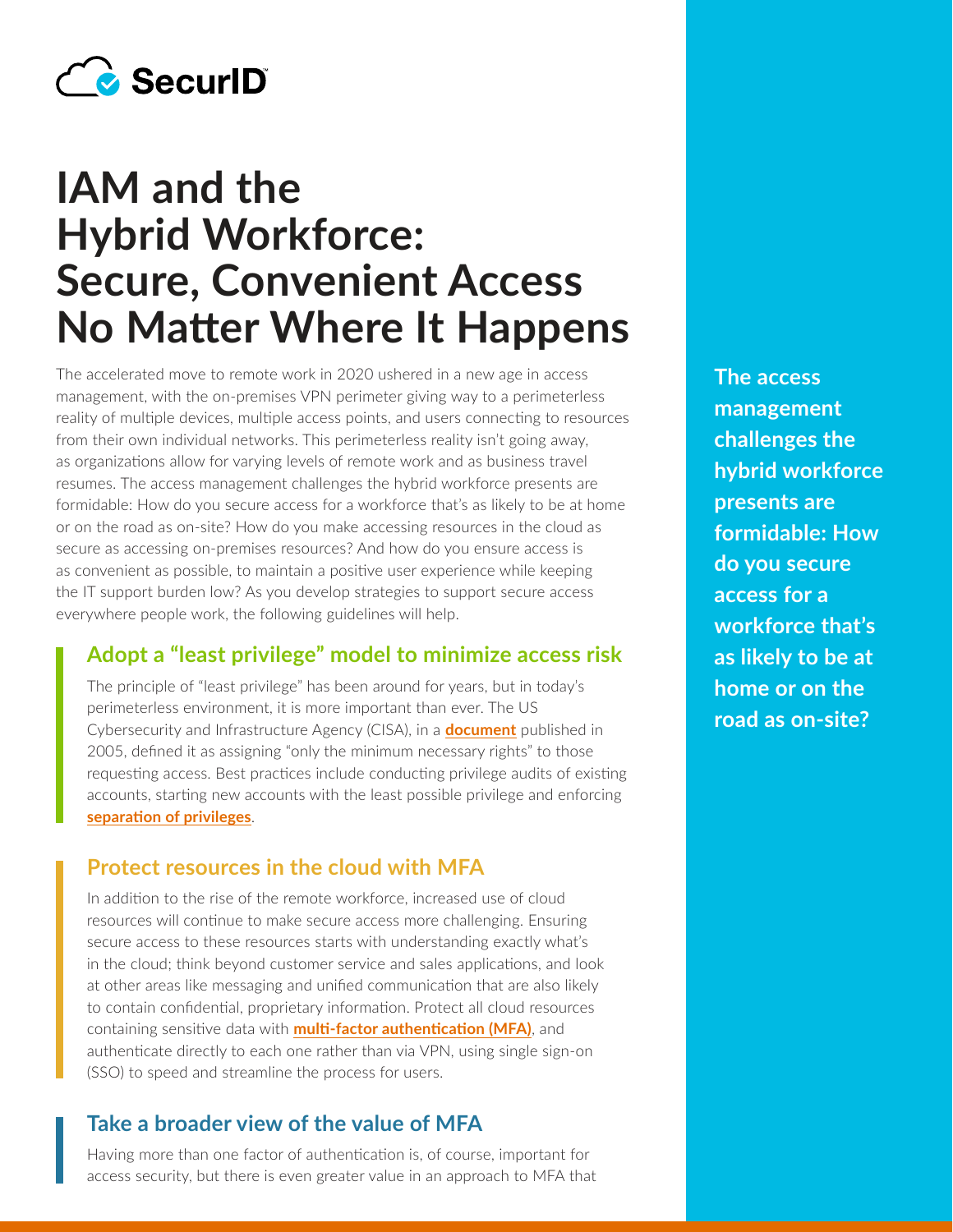SecurID

# IAM and the Hybrid Workforce: Secure, Convenient Access No Matter Where It Happens

The accelerated move to remote work in 2020 ushered in a new age in access management, with the on-premises VPN perimeter giving way to a perimeterless reality of multiple devices, multiple access points, and users connecting to resources from their own individual networks. This perimeterless reality isn't going away, as organizations allow for varying levels of remote work and as business travel resumes. The access management challenges the hybrid workforce presents are formidable: How do you secure access for a workforce that's as likely to be at home or on the road as on-site? How do you make accessing resources in the cloud as secure as accessing on-premises resources? And how do you ensure access is as convenient as possible, to maintain a positive user experience while keeping the IT support burden low? As you develop strategies to support secure access everywhere people work, the following guidelines will help.

**The access management challenges the hybrid workforce presents are formidable: How do you secure access for a workforce that's as likely to be at home or on the road as on-site?**

## Adopt a "least privilege" model to minimize access risk

The principle of "least privilege" has been around for years, but in today's perimeterless environment, it is more important than ever. The US Cybersecurity and Infrastructure Agency (CISA), in a **document** published in 2005, defined it as assigning "only the minimum necessary rights" to those requesting access. Best practices include conducting privilege audits of existing accounts, starting new accounts with the least possible privilege and enforcing **separation of privileges**.

## Protect resources in the cloud with MFA

In addition to the rise of the remote workforce, increased use of cloud resources will continue to make secure access more challenging. Ensuring secure access to these resources starts with understanding exactly what's in the cloud; think beyond customer service and sales applications, and look at other areas like messaging and unified communication that are also likely to contain confidential, proprietary information. Protect all cloud resources containing sensitive data with **multi-factor authentication (MFA)**, and authenticate directly to each one rather than via VPN, using single sign-on (SSO) to speed and streamline the process for users.

## Take a broader view of the value of MFA

Having more than one factor of authentication is, of course, important for access security, but there is even greater value in an approach to MFA that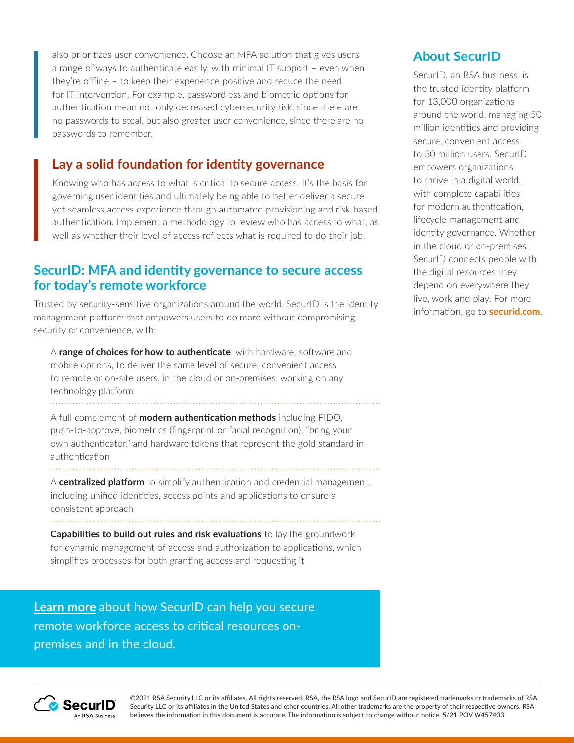also prioritizes user convenience. Choose an MFA solution that gives users a range of ways to authenticate easily, with minimal IT support – even when they're offline – to keep their experience positive and reduce the need for IT intervention. For example, passwordless and biometric options for authentication mean not only decreased cybersecurity risk, since there are no passwords to steal, but also greater user convenience, since there are no passwords to remember.

## Lay a solid foundation for identity governance

Knowing who has access to what is critical to secure access. It's the basis for governing user identities and ultimately being able to better deliver a secure yet seamless access experience through automated provisioning and risk-based authentication. Implement a methodology to review who has access to what, as well as whether their level of access reflects what is required to do their job.

## SecurID: MFA and identity governance to secure access for today's remote workforce

Trusted by security-sensitive organizations around the world, SecurID is the identity management platform that empowers users to do more without compromising security or convenience, with:

A **range of choices for how to authenticate**, with hardware, software and mobile options, to deliver the same level of secure, convenient access to remote or on-site users, in the cloud or on-premises, working on any technology platform

A full complement of **modern authentication methods** including FIDO, push-to-approve, biometrics (fingerprint or facial recognition), "bring your own authenticator," and hardware tokens that represent the gold standard in authentication

A **centralized platform** to simplify authentication and credential management, including unified identities, access points and applications to ensure a consistent approach

**Capabilities to build out rules and risk evaluations** to lay the groundwork for dynamic management of access and authorization to applications, which simplifies processes for both granting access and requesting it

**Learn more** about how SecurID can help you secure remote workforce access to critical resources on-premises and in the cloud.

## About SecurID

SecurID, an RSA business, is the trusted identity platform for 13,000 organizations around the world, managing 50 million identities and providing secure, convenient access to 30 million users. SecurID empowers organizations to thrive in a digital world, with complete capabilities for modern authentication, lifecycle management and identity governance. Whether in the cloud or on-premises, SecurID connects people with the digital resources they depend on everywhere they live, work and play. For more information, go to **securid.com**.

©2021 RSA Security LLC or its affiliates. All rights reserved. RSA, the RSA logo and SecurID are registered trademarks or trademarks of RSA Security LLC or its affiliates in the United States and other countries. All other trademarks are the property of their respective owners. RSA believes the information in this document is accurate. The information is subject to change without notice. 5/21 POV W457403